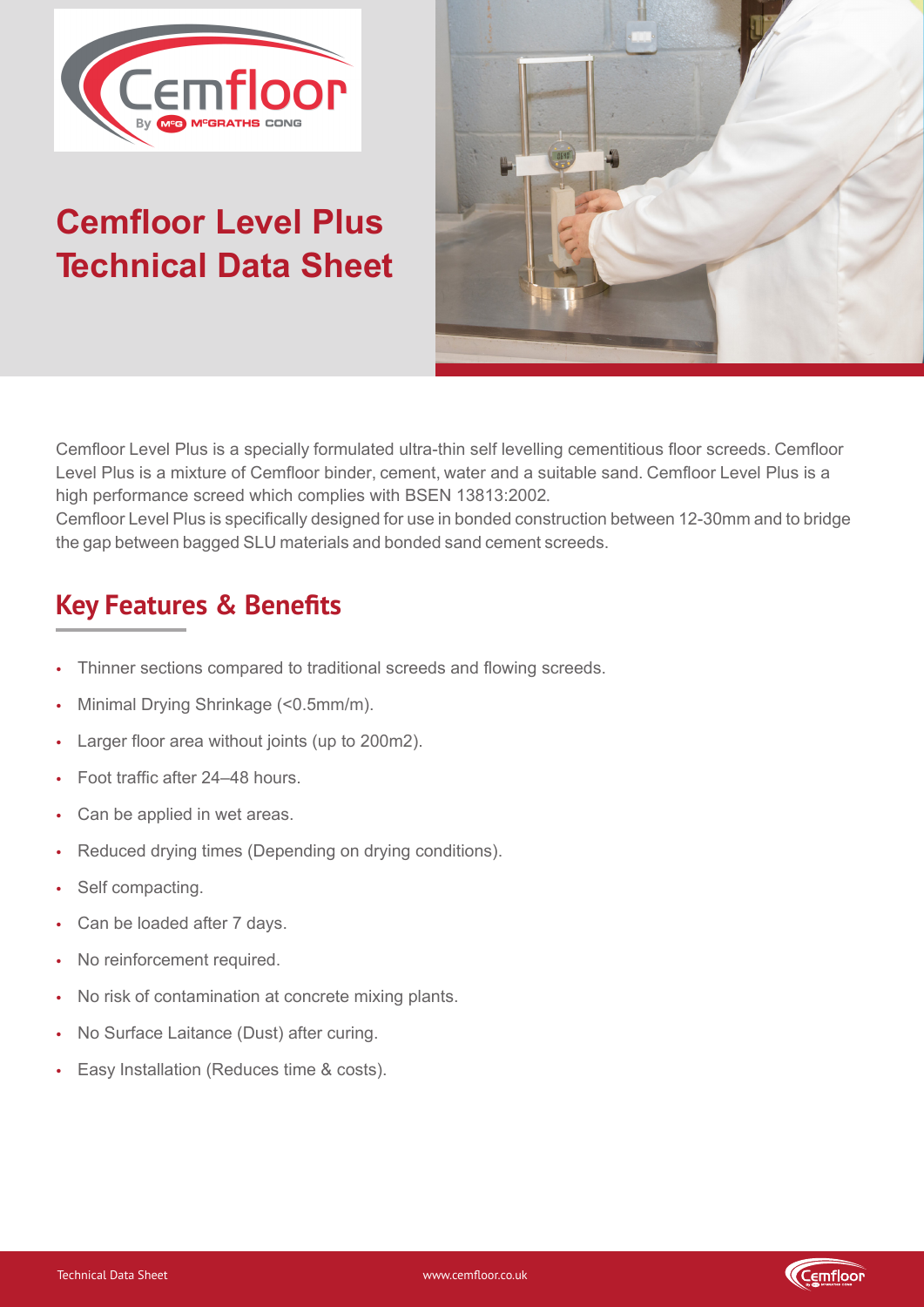# Cemfloor Level Plus Technical Data Sheet

Cemfloor Level Plus is a specially formulated ultra-thin self levelling cementitious floor screeds. Cemfloor Level Plus is a mixture of Cemfloor binder, cement, water and a suitable sand. Cemfloor Level Plus is a high performance screed which complies with BSEN 13813:2002.

Cemfloor Level Plus is specifically designed for use in bonded construction between 12-30mm and to bridge the gap between bagged SLU materials and bonded sand cement screeds.

## Key Features & Benefits

- Thinner sections compared to traditional screeds and flowing screeds.
- Minimal Drying Shrinkage (<0.5mm/m).
- Larger floor area without joints (up to 200m2).
- Foot traffic after 24–48 hours.
- Can be applied in wet areas.
- Reduced drying times (Depending on drying conditions).
- Self compacting.
- Can be loaded after 7 days.
- No reinforcement required.
- No risk of contamination at concrete mixing plants.
- No Surface Laitance (Dust) after curing.
- Easy Installation (Reduces time & costs).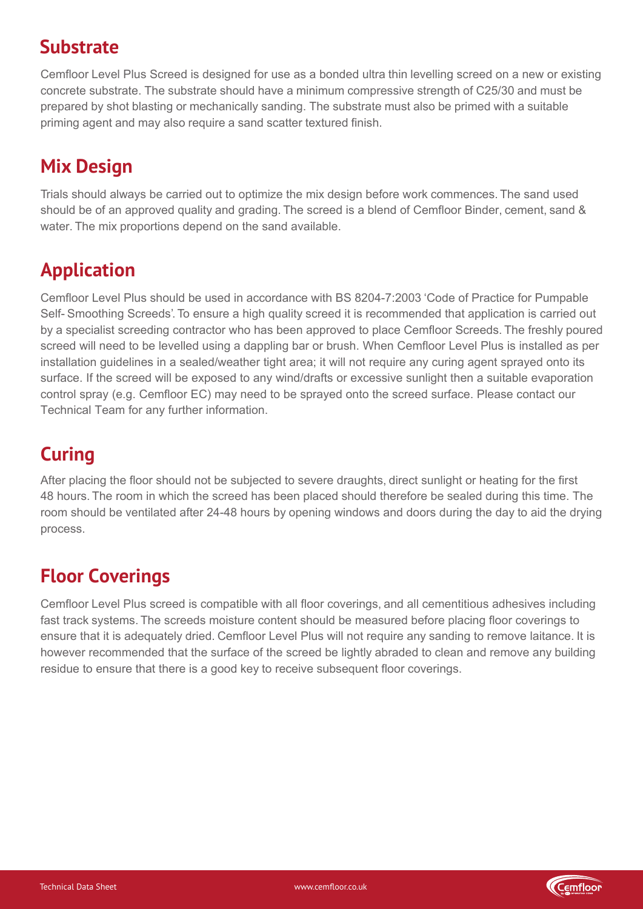## Substrate

Cemfloor Level Plus Screed is designed for use as a bonded ultra thin levelling screed on a new or existing concrete substrate. The substrate should have a minimum compressive strength of C25/30 and must be prepared by shot blasting or mechanically sanding. The substrate must also be primed with a suitable priming agent and may also require a sand scatter textured finish.

## Mix Design

Trials should always be carried out to optimize the mix design before work commences. The sand used should be of an approved quality and grading. The screed is a blend of Cemfloor Binder, cement, sand & water. The mix proportions depend on the sand available.

## Application

Cemfloor Level Plus should be used in accordance with BS 8204-7:2003 'Code of Practice for Pumpable Self- Smoothing Screeds'. To ensure a high quality screed it is recommended that application is carried out by a specialist screeding contractor who has been approved to place Cemfloor Screeds. The freshly poured screed will need to be levelled using a dappling bar or brush. When Cemfloor Level Plus is installed as per installation guidelines in a sealed/weather tight area; it will not require any curing agent sprayed onto its surface. If the screed will be exposed to any wind/drafts or excessive sunlight then a suitable evaporation control spray (e.g. Cemfloor EC) may need to be sprayed onto the screed surface. Please contact our Technical Team for any further information.

## Curing

After placing the floor should not be subjected to severe draughts, direct sunlight or heating for the first 48 hours. The room in which the screed has been placed should therefore be sealed during this time. The room should be ventilated after 24-48 hours by opening windows and doors during the day to aid the drying process.

## Floor Coverings

Cemfloor Level Plus screed is compatible with all floor coverings, and all cementitious adhesives including fast track systems. The screeds moisture content should be measured before placing floor coverings to ensure that it is adequately dried. Cemfloor Level Plus will not require any sanding to remove laitance. It is however recommended that the surface of the screed be lightly abraded to clean and remove any building residue to ensure that there is a good key to receive subsequent floor coverings.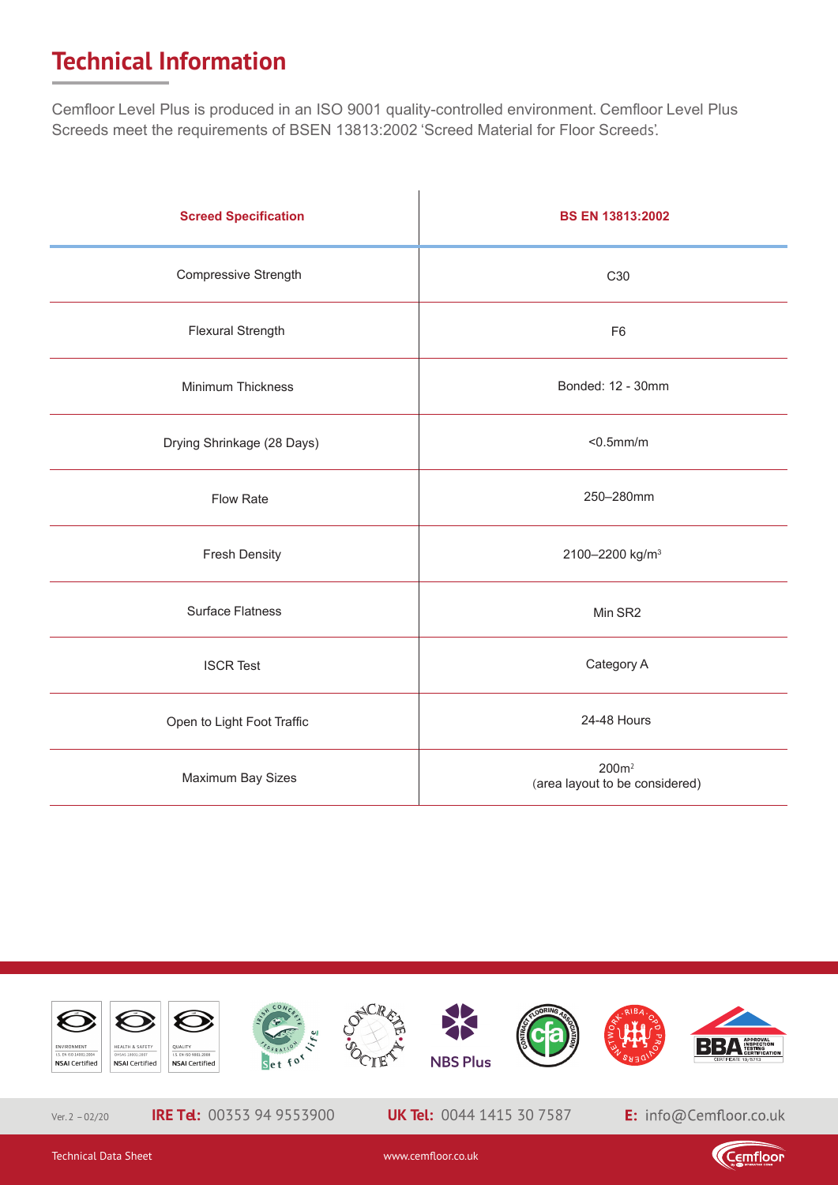# Technical Information

Cemfloor Level Plus is produced in an ISO 9001 quality-controlled environment. Cemfloor Level Plus Screeds meet the requirements of BSEN 13813:2002 'Screed Material for Floor Screeds'.

| Screed Specification | BS EN 13813:2002 |
|---|---|
| Compressive Strength | C30 |
| Flexural Strength | F6 |
| Minimum Thickness | Bonded: 12 - 30mm |
| Drying Shrinkage (28 Days) | <0.5mm/m |
| Flow Rate | 250–280mm |
| Fresh Density | 2100–2200 kg/m$^3$ |
| Surface Flatness | Min SR2 |
| ISCR Test | Category A |
| Open to Light Foot Traffic | 24-48 Hours |
| Maximum Bay Sizes | 200m$^2$ (area layout to be considered) |

Ver. 2 – 02/20 **IRE Tel:** 00353 94 9553900 **UK Tel:** 0044 1415 30 7587 **E:** info@Cemfloor.co.uk

Technical Data Sheet www.cemfloor.co.uk